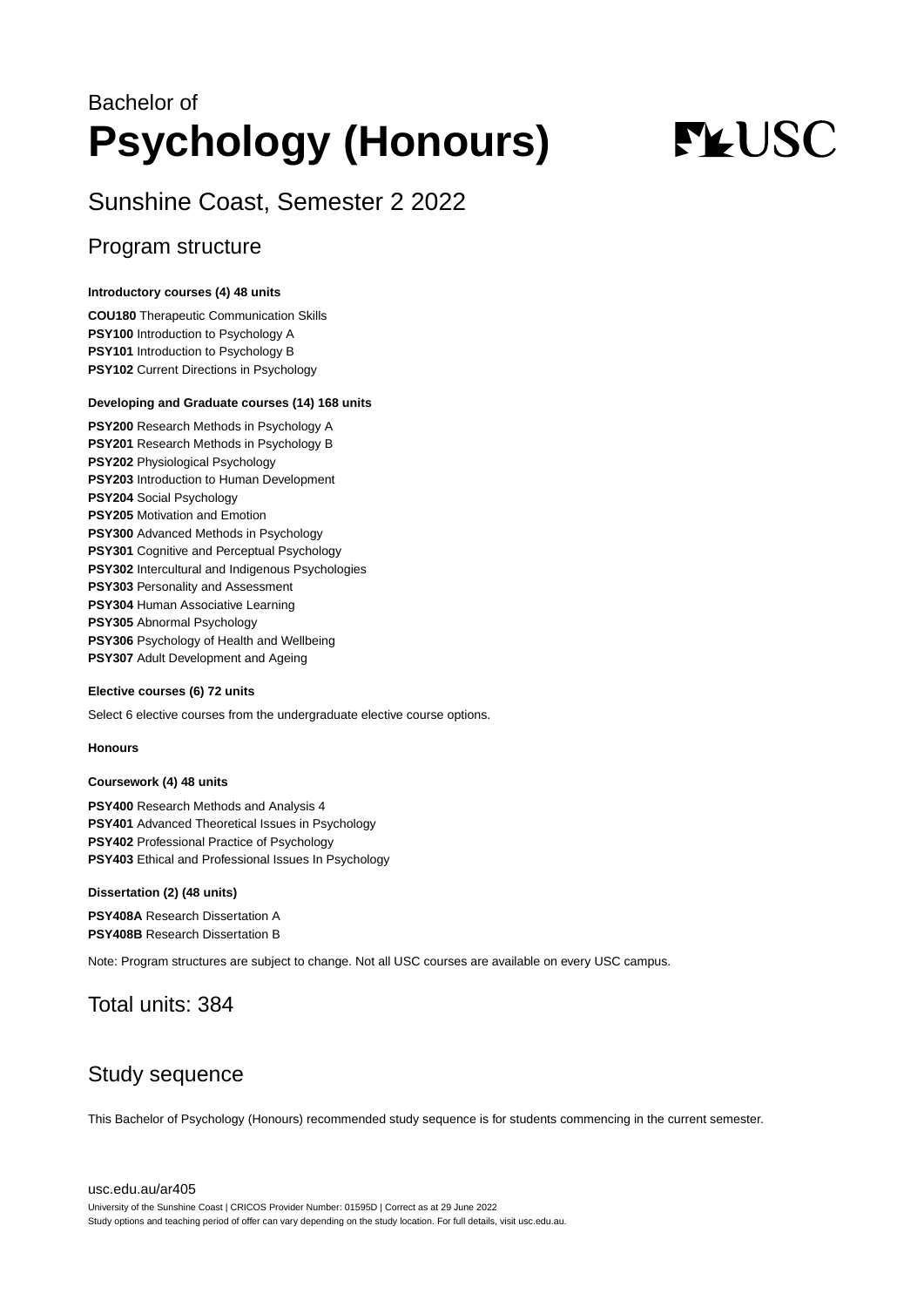Bachelor of

# Psychology (Honours)

USC

## Sunshine Coast, Semester 2 2022

## Program structure

**Introductory courses (4) 48 units**

**COU180** Therapeutic Communication Skills
**PSY100** Introduction to Psychology A
**PSY101** Introduction to Psychology B
**PSY102** Current Directions in Psychology

**Developing and Graduate courses (14) 168 units**

**PSY200** Research Methods in Psychology A
**PSY201** Research Methods in Psychology B
**PSY202** Physiological Psychology
**PSY203** Introduction to Human Development
**PSY204** Social Psychology
**PSY205** Motivation and Emotion
**PSY300** Advanced Methods in Psychology
**PSY301** Cognitive and Perceptual Psychology
**PSY302** Intercultural and Indigenous Psychologies
**PSY303** Personality and Assessment
**PSY304** Human Associative Learning
**PSY305** Abnormal Psychology
**PSY306** Psychology of Health and Wellbeing
**PSY307** Adult Development and Ageing

**Elective courses (6) 72 units**

Select 6 elective courses from the undergraduate elective course options.

**Honours**

**Coursework (4) 48 units**

**PSY400** Research Methods and Analysis 4
**PSY401** Advanced Theoretical Issues in Psychology
**PSY402** Professional Practice of Psychology
**PSY403** Ethical and Professional Issues In Psychology

**Dissertation (2) (48 units)**

**PSY408A** Research Dissertation A
**PSY408B** Research Dissertation B

Note: Program structures are subject to change. Not all USC courses are available on every USC campus.

## Total units: 384

## Study sequence

This Bachelor of Psychology (Honours) recommended study sequence is for students commencing in the current semester.

usc.edu.au/ar405

University of the Sunshine Coast | CRICOS Provider Number: 01595D | Correct as at 29 June 2022
Study options and teaching period of offer can vary depending on the study location. For full details, visit usc.edu.au.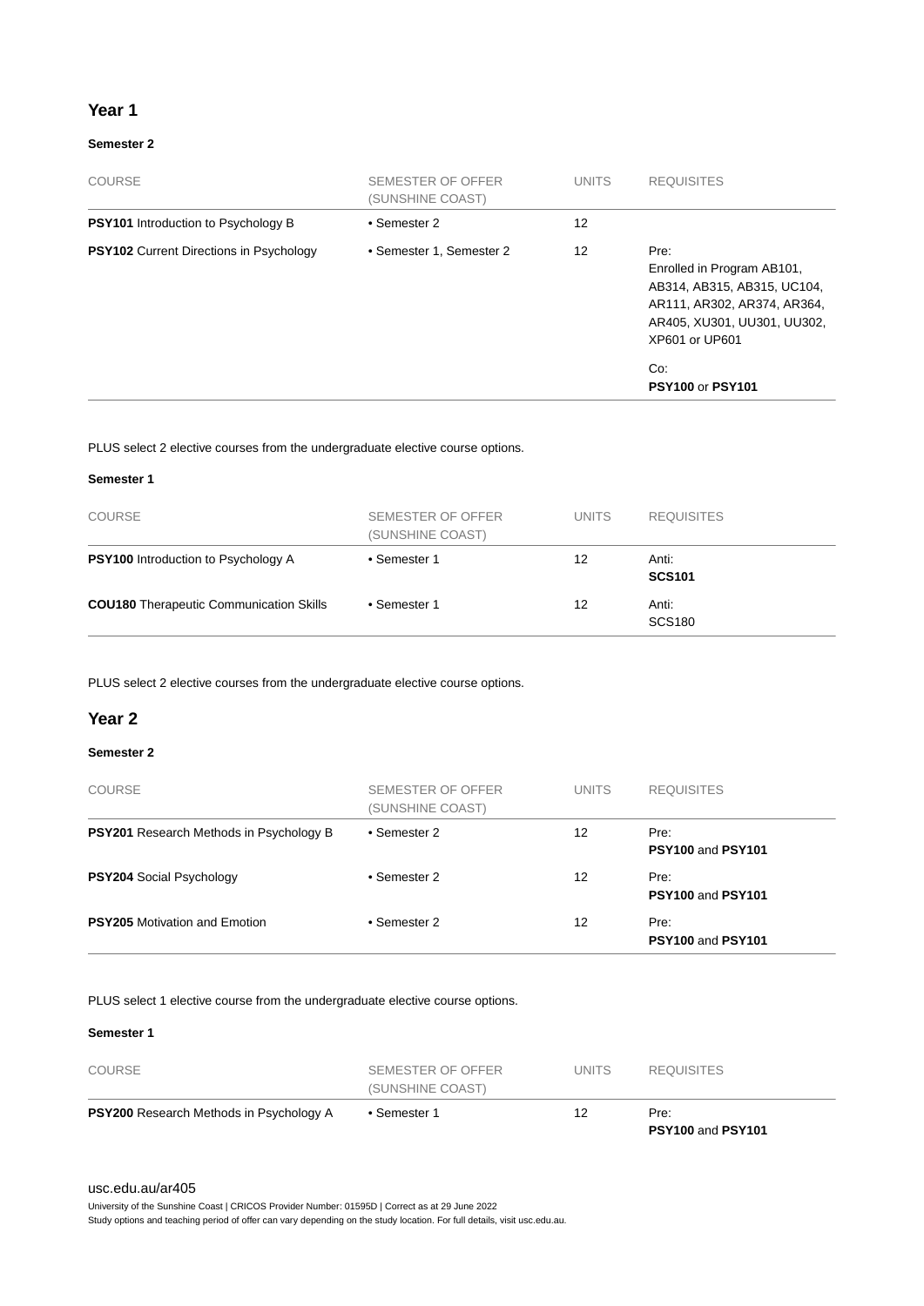## Year 1

### Semester 2

| COURSE | SEMESTER OF OFFER (SUNSHINE COAST) | UNITS | REQUISITES |
|---|---|---|---|
| **PSY101** Introduction to Psychology B | • Semester 2 | 12 | |
| **PSY102** Current Directions in Psychology | • Semester 1, Semester 2 | 12 | Pre: Enrolled in Program AB101, AB314, AB315, AB315, UC104, AR111, AR302, AR374, AR364, AR405, XU301, UU301, UU302, XP601 or UP601<br><br>Co: **PSY100** or **PSY101** |

PLUS select 2 elective courses from the undergraduate elective course options.

### Semester 1

| COURSE | SEMESTER OF OFFER (SUNSHINE COAST) | UNITS | REQUISITES |
|---|---|---|---|
| **PSY100** Introduction to Psychology A | • Semester 1 | 12 | Anti: **SCS101** |
| **COU180** Therapeutic Communication Skills | • Semester 1 | 12 | Anti: SCS180 |

PLUS select 2 elective courses from the undergraduate elective course options.

## Year 2

### Semester 2

| COURSE | SEMESTER OF OFFER (SUNSHINE COAST) | UNITS | REQUISITES |
|---|---|---|---|
| **PSY201** Research Methods in Psychology B | • Semester 2 | 12 | Pre: **PSY100** and **PSY101** |
| **PSY204** Social Psychology | • Semester 2 | 12 | Pre: **PSY100** and **PSY101** |
| **PSY205** Motivation and Emotion | • Semester 2 | 12 | Pre: **PSY100** and **PSY101** |

PLUS select 1 elective course from the undergraduate elective course options.

### Semester 1

| COURSE | SEMESTER OF OFFER (SUNSHINE COAST) | UNITS | REQUISITES |
|---|---|---|---|
| **PSY200** Research Methods in Psychology A | • Semester 1 | 12 | Pre: **PSY100** and **PSY101** |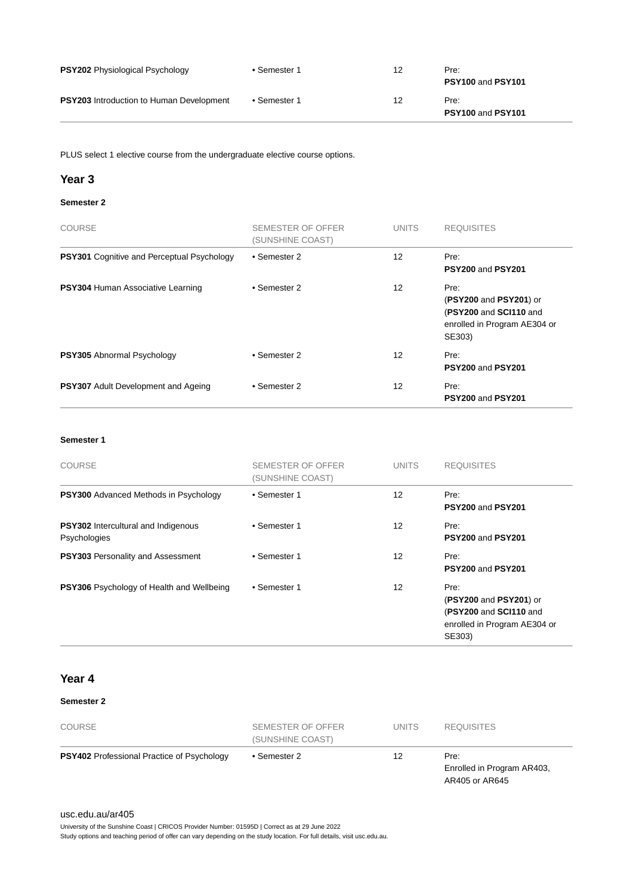| COURSE | SEMESTER OF OFFER (SUNSHINE COAST) | UNITS | REQUISITES |
|---|---|---|---|
| **PSY202** Physiological Psychology | • Semester 1 | 12 | Pre: **PSY100** and **PSY101** |
| **PSY203** Introduction to Human Development | • Semester 1 | 12 | Pre: **PSY100** and **PSY101** |

PLUS select 1 elective course from the undergraduate elective course options.

## Year 3

### Semester 2

| COURSE | SEMESTER OF OFFER (SUNSHINE COAST) | UNITS | REQUISITES |
|---|---|---|---|
| **PSY301** Cognitive and Perceptual Psychology | • Semester 2 | 12 | Pre: **PSY200** and **PSY201** |
| **PSY304** Human Associative Learning | • Semester 2 | 12 | Pre: (**PSY200** and **PSY201**) or (**PSY200** and **SCI110** and enrolled in Program AE304 or SE303) |
| **PSY305** Abnormal Psychology | • Semester 2 | 12 | Pre: **PSY200** and **PSY201** |
| **PSY307** Adult Development and Ageing | • Semester 2 | 12 | Pre: **PSY200** and **PSY201** |

### Semester 1

| COURSE | SEMESTER OF OFFER (SUNSHINE COAST) | UNITS | REQUISITES |
|---|---|---|---|
| **PSY300** Advanced Methods in Psychology | • Semester 1 | 12 | Pre: **PSY200** and **PSY201** |
| **PSY302** Intercultural and Indigenous Psychologies | • Semester 1 | 12 | Pre: **PSY200** and **PSY201** |
| **PSY303** Personality and Assessment | • Semester 1 | 12 | Pre: **PSY200** and **PSY201** |
| **PSY306** Psychology of Health and Wellbeing | • Semester 1 | 12 | Pre: (**PSY200** and **PSY201**) or (**PSY200** and **SCI110** and enrolled in Program AE304 or SE303) |

## Year 4

### Semester 2

| COURSE | SEMESTER OF OFFER (SUNSHINE COAST) | UNITS | REQUISITES |
|---|---|---|---|
| **PSY402** Professional Practice of Psychology | • Semester 2 | 12 | Pre: Enrolled in Program AR403, AR405 or AR645 |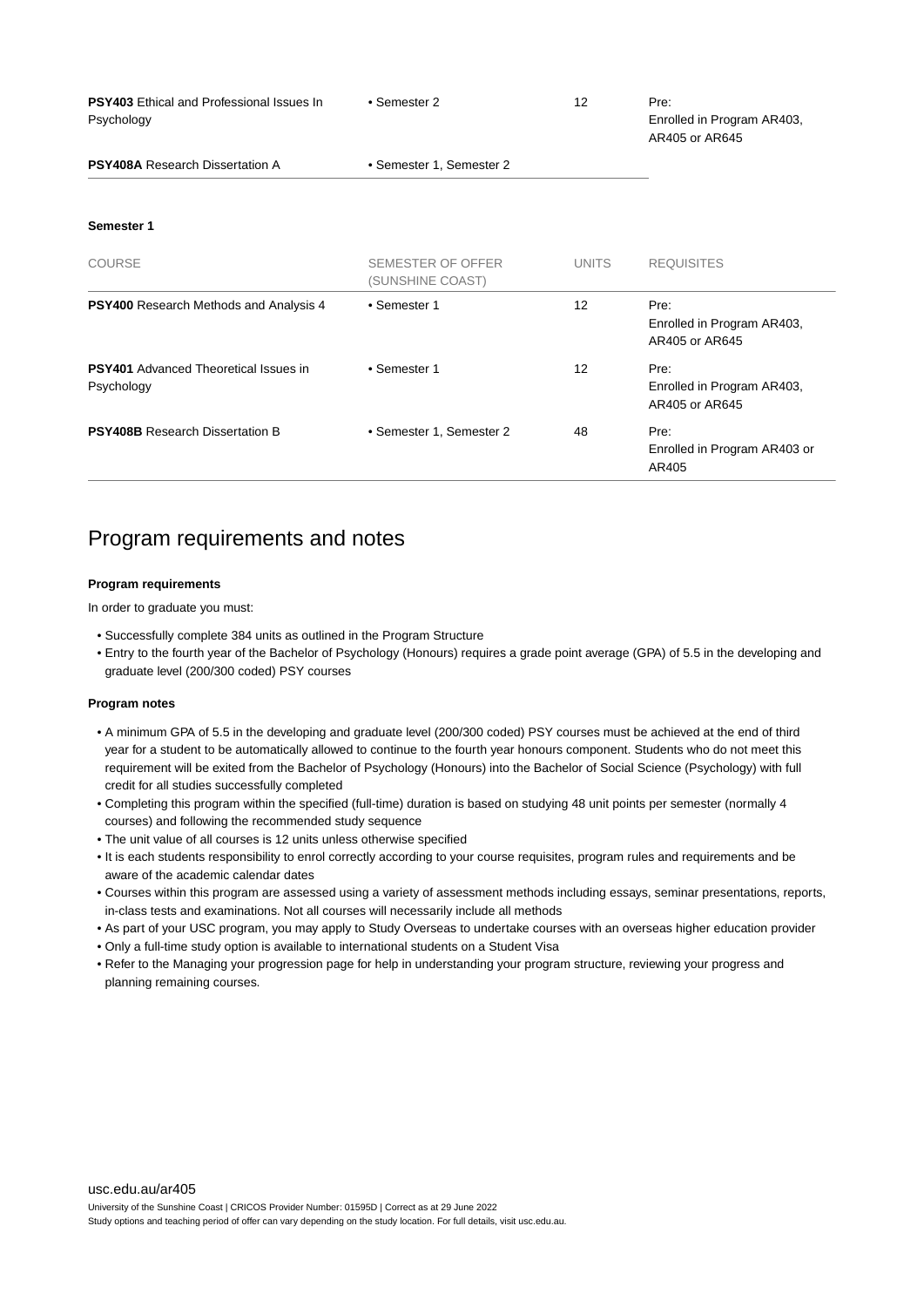| COURSE | SEMESTER OF OFFER (SUNSHINE COAST) | UNITS | REQUISITES |
|---|---|---|---|
| **PSY403** Ethical and Professional Issues In Psychology | • Semester 2 | 12 | Pre: Enrolled in Program AR403, AR405 or AR645 |
| **PSY408A** Research Dissertation A | • Semester 1, Semester 2 | | |

**Semester 1**

| COURSE | SEMESTER OF OFFER (SUNSHINE COAST) | UNITS | REQUISITES |
|---|---|---|---|
| **PSY400** Research Methods and Analysis 4 | • Semester 1 | 12 | Pre: Enrolled in Program AR403, AR405 or AR645 |
| **PSY401** Advanced Theoretical Issues in Psychology | • Semester 1 | 12 | Pre: Enrolled in Program AR403, AR405 or AR645 |
| **PSY408B** Research Dissertation B | • Semester 1, Semester 2 | 48 | Pre: Enrolled in Program AR403 or AR405 |

## Program requirements and notes

**Program requirements**

In order to graduate you must:

- Successfully complete 384 units as outlined in the Program Structure
- Entry to the fourth year of the Bachelor of Psychology (Honours) requires a grade point average (GPA) of 5.5 in the developing and graduate level (200/300 coded) PSY courses

**Program notes**

- A minimum GPA of 5.5 in the developing and graduate level (200/300 coded) PSY courses must be achieved at the end of third year for a student to be automatically allowed to continue to the fourth year honours component. Students who do not meet this requirement will be exited from the Bachelor of Psychology (Honours) into the Bachelor of Social Science (Psychology) with full credit for all studies successfully completed
- Completing this program within the specified (full-time) duration is based on studying 48 unit points per semester (normally 4 courses) and following the recommended study sequence
- The unit value of all courses is 12 units unless otherwise specified
- It is each students responsibility to enrol correctly according to your course requisites, program rules and requirements and be aware of the academic calendar dates
- Courses within this program are assessed using a variety of assessment methods including essays, seminar presentations, reports, in-class tests and examinations. Not all courses will necessarily include all methods
- As part of your USC program, you may apply to Study Overseas to undertake courses with an overseas higher education provider
- Only a full-time study option is available to international students on a Student Visa
- Refer to the Managing your progression page for help in understanding your program structure, reviewing your progress and planning remaining courses.